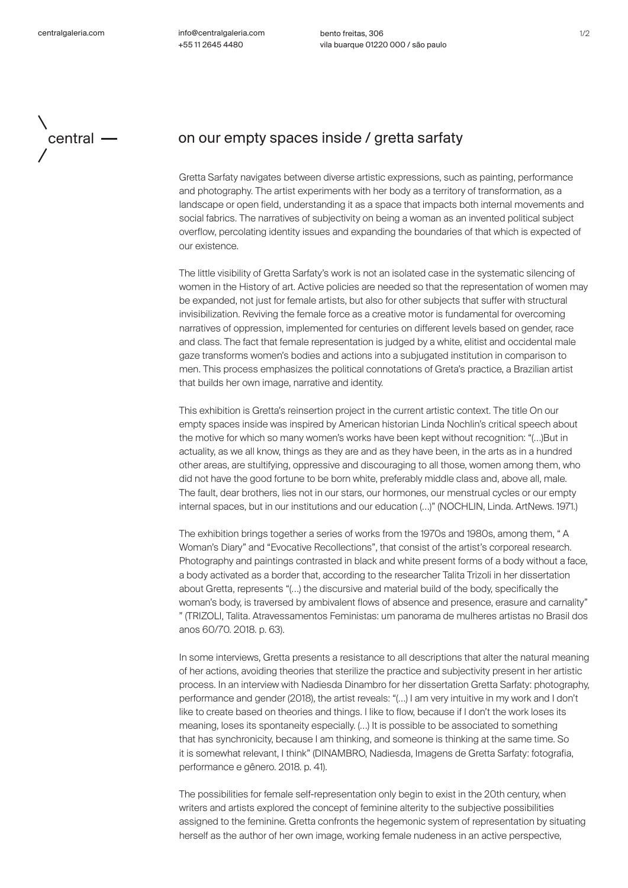# on our empty spaces inside / gretta sarfaty

Gretta Sarfaty navigates between diverse artistic expressions, such as painting, performance and photography. The artist experiments with her body as a territory of transformation, as a landscape or open field, understanding it as a space that impacts both internal movements and social fabrics. The narratives of subjectivity on being a woman as an invented political subject overflow, percolating identity issues and expanding the boundaries of that which is expected of our existence.

The little visibility of Gretta Sarfaty's work is not an isolated case in the systematic silencing of women in the History of art. Active policies are needed so that the representation of women may be expanded, not just for female artists, but also for other subjects that suffer with structural invisibilization. Reviving the female force as a creative motor is fundamental for overcoming narratives of oppression, implemented for centuries on different levels based on gender, race and class. The fact that female representation is judged by a white, elitist and occidental male gaze transforms women's bodies and actions into a subjugated institution in comparison to men. This process emphasizes the political connotations of Greta's practice, a Brazilian artist that builds her own image, narrative and identity.

This exhibition is Gretta's reinsertion project in the current artistic context. The title On our empty spaces inside was inspired by American historian Linda Nochlin's critical speech about the motive for which so many women's works have been kept without recognition: "(...)But in actuality, as we all know, things as they are and as they have been, in the arts as in a hundred other areas, are stultifying, oppressive and discouraging to all those, women among them, who did not have the good fortune to be born white, preferably middle class and, above all, male. The fault, dear brothers, lies not in our stars, our hormones, our menstrual cycles or our empty internal spaces, but in our institutions and our education (...)" (NOCHLIN, Linda. ArtNews. 1971.)

The exhibition brings together a series of works from the 1970s and 1980s, among them, " A Woman's Diary" and "Evocative Recollections", that consist of the artist's corporeal research. Photography and paintings contrasted in black and white present forms of a body without a face, a body activated as a border that, according to the researcher Talita Trizoli in her dissertation about Gretta, represents "(...) the discursive and material build of the body, specifically the woman's body, is traversed by ambivalent flows of absence and presence, erasure and carnality" " (TRIZOLI, Talita. Atravessamentos Feministas: um panorama de mulheres artistas no Brasil dos anos 60/70. 2018. p. 63).

In some interviews, Gretta presents a resistance to all descriptions that alter the natural meaning of her actions, avoiding theories that sterilize the practice and subjectivity present in her artistic process. In an interview with Nadiesda Dinambro for her dissertation Gretta Sarfaty: photography, performance and gender (2018), the artist reveals: "(...) I am very intuitive in my work and I don't like to create based on theories and things. I like to flow, because if I don't the work loses its meaning, loses its spontaneity especially. (...) It is possible to be associated to something that has synchronicity, because I am thinking, and someone is thinking at the same time. So it is somewhat relevant, I think" (DINAMBRO, Nadiesda, Imagens de Gretta Sarfaty: fotografia, performance e gênero. 2018. p. 41).

The possibilities for female self-representation only begin to exist in the 20th century, when writers and artists explored the concept of feminine alterity to the subjective possibilities assigned to the feminine. Gretta confronts the hegemonic system of representation by situating herself as the author of her own image, working female nudeness in an active perspective,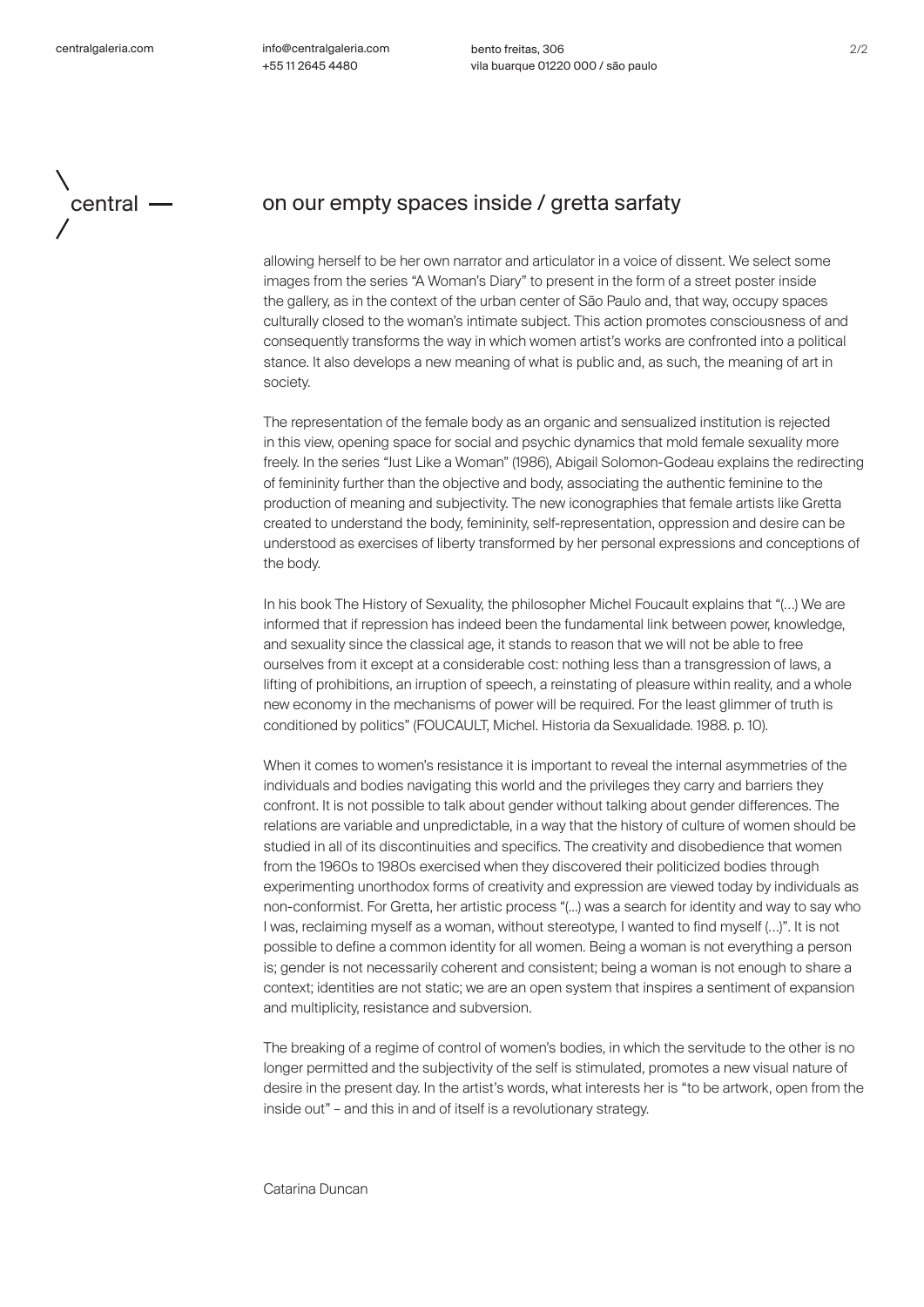## on our empty spaces inside / gretta sarfaty

allowing herself to be her own narrator and articulator in a voice of dissent. We select some images from the series "A Woman's Diary" to present in the form of a street poster inside the gallery, as in the context of the urban center of São Paulo and, that way, occupy spaces culturally closed to the woman's intimate subject. This action promotes consciousness of and consequently transforms the way in which women artist's works are confronted into a political stance. It also develops a new meaning of what is public and, as such, the meaning of art in society.

The representation of the female body as an organic and sensualized institution is rejected in this view, opening space for social and psychic dynamics that mold female sexuality more freely. In the series "Just Like a Woman" (1986), Abigail Solomon-Godeau explains the redirecting of femininity further than the objective and body, associating the authentic feminine to the production of meaning and subjectivity. The new iconographies that female artists like Gretta created to understand the body, femininity, self-representation, oppression and desire can be understood as exercises of liberty transformed by her personal expressions and conceptions of the body.

In his book The History of Sexuality, the philosopher Michel Foucault explains that "(...) We are informed that if repression has indeed been the fundamental link between power, knowledge, and sexuality since the classical age, it stands to reason that we will not be able to free ourselves from it except at a considerable cost: nothing less than a transgression of laws, a lifting of prohibitions, an irruption of speech, a reinstating of pleasure within reality, and a whole new economy in the mechanisms of power will be required. For the least glimmer of truth is conditioned by politics" (FOUCAULT, Michel. Historia da Sexualidade. 1988. p. 10).

When it comes to women's resistance it is important to reveal the internal asymmetries of the individuals and bodies navigating this world and the privileges they carry and barriers they confront. It is not possible to talk about gender without talking about gender differences. The relations are variable and unpredictable, in a way that the history of culture of women should be studied in all of its discontinuities and specifics. The creativity and disobedience that women from the 1960s to 1980s exercised when they discovered their politicized bodies through experimenting unorthodox forms of creativity and expression are viewed today by individuals as non-conformist. For Gretta, her artistic process "(...) was a search for identity and way to say who I was, reclaiming myself as a woman, without stereotype, I wanted to find myself (...)". It is not possible to define a common identity for all women. Being a woman is not everything a person is; gender is not necessarily coherent and consistent; being a woman is not enough to share a context; identities are not static; we are an open system that inspires a sentiment of expansion and multiplicity, resistance and subversion.

The breaking of a regime of control of women's bodies, in which the servitude to the other is no longer permitted and the subjectivity of the self is stimulated, promotes a new visual nature of desire in the present day. In the artist's words, what interests her is "to be artwork, open from the inside out" – and this in and of itself is a revolutionary strategy.

Catarina Duncan